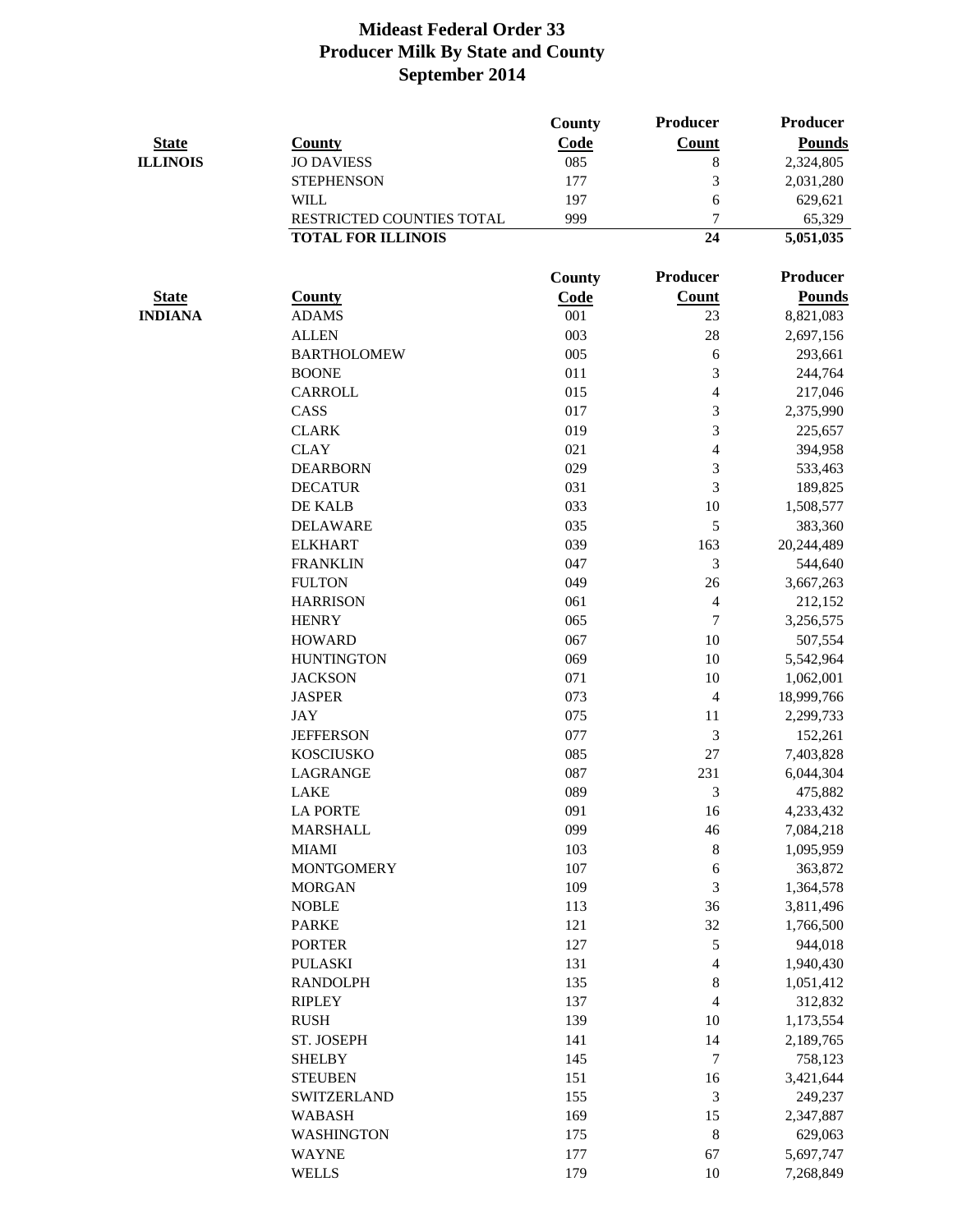# Mideast Federal Order 33
# Producer Milk By State and County
# September 2014

| State | County | County Code | Producer Count | Producer Pounds |
|---|---|---|---|---|
| ILLINOIS | JO DAVIESS | 085 | 8 | 2,324,805 |
| | STEPHENSON | 177 | 3 | 2,031,280 |
| | WILL | 197 | 6 | 629,621 |
| | RESTRICTED COUNTIES TOTAL | 999 | 7 | 65,329 |
| | **TOTAL FOR ILLINOIS** | | **24** | **5,051,035** |

| State | County | County Code | Producer Count | Producer Pounds |
|---|---|---|---|---|
| INDIANA | ADAMS | 001 | 23 | 8,821,083 |
| | ALLEN | 003 | 28 | 2,697,156 |
| | BARTHOLOMEW | 005 | 6 | 293,661 |
| | BOONE | 011 | 3 | 244,764 |
| | CARROLL | 015 | 4 | 217,046 |
| | CASS | 017 | 3 | 2,375,990 |
| | CLARK | 019 | 3 | 225,657 |
| | CLAY | 021 | 4 | 394,958 |
| | DEARBORN | 029 | 3 | 533,463 |
| | DECATUR | 031 | 3 | 189,825 |
| | DE KALB | 033 | 10 | 1,508,577 |
| | DELAWARE | 035 | 5 | 383,360 |
| | ELKHART | 039 | 163 | 20,244,489 |
| | FRANKLIN | 047 | 3 | 544,640 |
| | FULTON | 049 | 26 | 3,667,263 |
| | HARRISON | 061 | 4 | 212,152 |
| | HENRY | 065 | 7 | 3,256,575 |
| | HOWARD | 067 | 10 | 507,554 |
| | HUNTINGTON | 069 | 10 | 5,542,964 |
| | JACKSON | 071 | 10 | 1,062,001 |
| | JASPER | 073 | 4 | 18,999,766 |
| | JAY | 075 | 11 | 2,299,733 |
| | JEFFERSON | 077 | 3 | 152,261 |
| | KOSCIUSKO | 085 | 27 | 7,403,828 |
| | LAGRANGE | 087 | 231 | 6,044,304 |
| | LAKE | 089 | 3 | 475,882 |
| | LA PORTE | 091 | 16 | 4,233,432 |
| | MARSHALL | 099 | 46 | 7,084,218 |
| | MIAMI | 103 | 8 | 1,095,959 |
| | MONTGOMERY | 107 | 6 | 363,872 |
| | MORGAN | 109 | 3 | 1,364,578 |
| | NOBLE | 113 | 36 | 3,811,496 |
| | PARKE | 121 | 32 | 1,766,500 |
| | PORTER | 127 | 5 | 944,018 |
| | PULASKI | 131 | 4 | 1,940,430 |
| | RANDOLPH | 135 | 8 | 1,051,412 |
| | RIPLEY | 137 | 4 | 312,832 |
| | RUSH | 139 | 10 | 1,173,554 |
| | ST. JOSEPH | 141 | 14 | 2,189,765 |
| | SHELBY | 145 | 7 | 758,123 |
| | STEUBEN | 151 | 16 | 3,421,644 |
| | SWITZERLAND | 155 | 3 | 249,237 |
| | WABASH | 169 | 15 | 2,347,887 |
| | WASHINGTON | 175 | 8 | 629,063 |
| | WAYNE | 177 | 67 | 5,697,747 |
| | WELLS | 179 | 10 | 7,268,849 |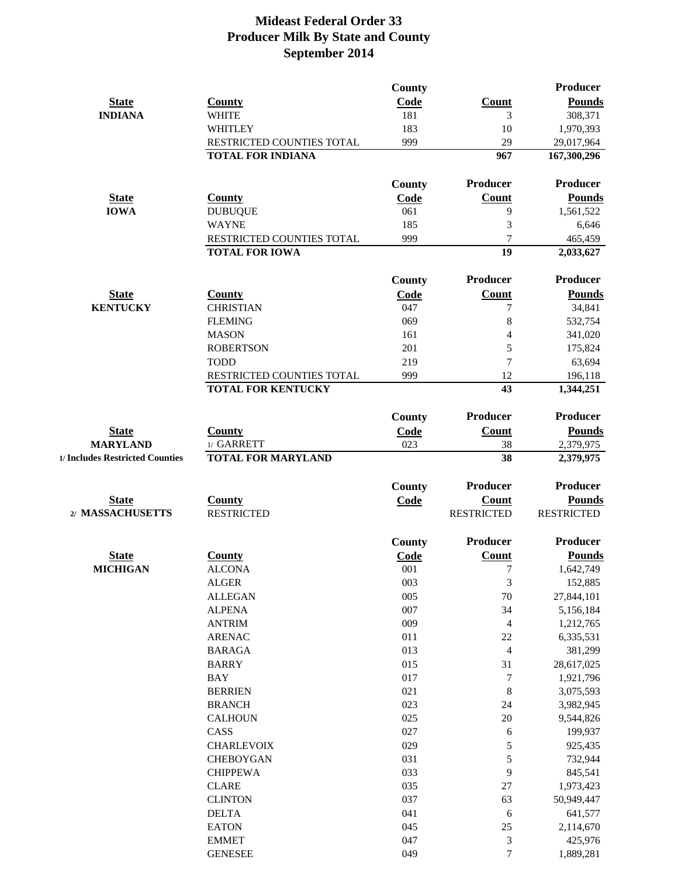# Mideast Federal Order 33
# Producer Milk By State and County
# September 2014

| State | County | County Code | Count | Producer Pounds |
|---|---|---|---|---|
| INDIANA | WHITE | 181 | 3 | 308,371 |
| | WHITLEY | 183 | 10 | 1,970,393 |
| | RESTRICTED COUNTIES TOTAL | 999 | 29 | 29,017,964 |
| | **TOTAL FOR INDIANA** | | **967** | **167,300,296** |

| State | County | County Code | Producer Count | Producer Pounds |
|---|---|---|---|---|
| IOWA | DUBUQUE | 061 | 9 | 1,561,522 |
| | WAYNE | 185 | 3 | 6,646 |
| | RESTRICTED COUNTIES TOTAL | 999 | 7 | 465,459 |
| | **TOTAL FOR IOWA** | | **19** | **2,033,627** |

| State | County | County Code | Producer Count | Producer Pounds |
|---|---|---|---|---|
| KENTUCKY | CHRISTIAN | 047 | 7 | 34,841 |
| | FLEMING | 069 | 8 | 532,754 |
| | MASON | 161 | 4 | 341,020 |
| | ROBERTSON | 201 | 5 | 175,824 |
| | TODD | 219 | 7 | 63,694 |
| | RESTRICTED COUNTIES TOTAL | 999 | 12 | 196,118 |
| | **TOTAL FOR KENTUCKY** | | **43** | **1,344,251** |

| State | County | County Code | Producer Count | Producer Pounds |
|---|---|---|---|---|
| MARYLAND | 1/ GARRETT | 023 | 38 | 2,379,975 |
| 1/ Includes Restricted Counties | **TOTAL FOR MARYLAND** | | **38** | **2,379,975** |

| State | County | County Code | Producer Count | Producer Pounds |
|---|---|---|---|---|
| 2/ MASSACHUSETTS | RESTRICTED | | RESTRICTED | RESTRICTED |

| State | County | County Code | Producer Count | Producer Pounds |
|---|---|---|---|---|
| MICHIGAN | ALCONA | 001 | 7 | 1,642,749 |
| | ALGER | 003 | 3 | 152,885 |
| | ALLEGAN | 005 | 70 | 27,844,101 |
| | ALPENA | 007 | 34 | 5,156,184 |
| | ANTRIM | 009 | 4 | 1,212,765 |
| | ARENAC | 011 | 22 | 6,335,531 |
| | BARAGA | 013 | 4 | 381,299 |
| | BARRY | 015 | 31 | 28,617,025 |
| | BAY | 017 | 7 | 1,921,796 |
| | BERRIEN | 021 | 8 | 3,075,593 |
| | BRANCH | 023 | 24 | 3,982,945 |
| | CALHOUN | 025 | 20 | 9,544,826 |
| | CASS | 027 | 6 | 199,937 |
| | CHARLEVOIX | 029 | 5 | 925,435 |
| | CHEBOYGAN | 031 | 5 | 732,944 |
| | CHIPPEWA | 033 | 9 | 845,541 |
| | CLARE | 035 | 27 | 1,973,423 |
| | CLINTON | 037 | 63 | 50,949,447 |
| | DELTA | 041 | 6 | 641,577 |
| | EATON | 045 | 25 | 2,114,670 |
| | EMMET | 047 | 3 | 425,976 |
| | GENESEE | 049 | 7 | 1,889,281 |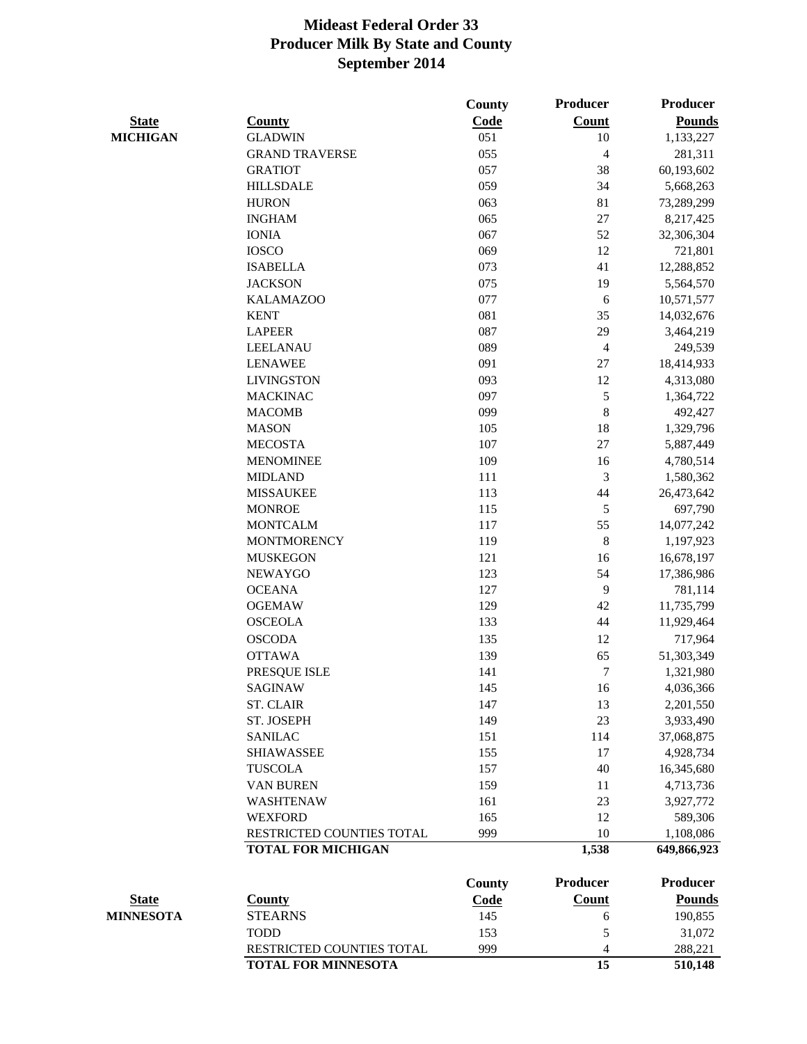# Mideast Federal Order 33
# Producer Milk By State and County
# September 2014

| State | County | County Code | Producer Count | Producer Pounds |
|---|---|---|---|---|
| MICHIGAN | GLADWIN | 051 | 10 | 1,133,227 |
| | GRAND TRAVERSE | 055 | 4 | 281,311 |
| | GRATIOT | 057 | 38 | 60,193,602 |
| | HILLSDALE | 059 | 34 | 5,668,263 |
| | HURON | 063 | 81 | 73,289,299 |
| | INGHAM | 065 | 27 | 8,217,425 |
| | IONIA | 067 | 52 | 32,306,304 |
| | IOSCO | 069 | 12 | 721,801 |
| | ISABELLA | 073 | 41 | 12,288,852 |
| | JACKSON | 075 | 19 | 5,564,570 |
| | KALAMAZOO | 077 | 6 | 10,571,577 |
| | KENT | 081 | 35 | 14,032,676 |
| | LAPEER | 087 | 29 | 3,464,219 |
| | LEELANAU | 089 | 4 | 249,539 |
| | LENAWEE | 091 | 27 | 18,414,933 |
| | LIVINGSTON | 093 | 12 | 4,313,080 |
| | MACKINAC | 097 | 5 | 1,364,722 |
| | MACOMB | 099 | 8 | 492,427 |
| | MASON | 105 | 18 | 1,329,796 |
| | MECOSTA | 107 | 27 | 5,887,449 |
| | MENOMINEE | 109 | 16 | 4,780,514 |
| | MIDLAND | 111 | 3 | 1,580,362 |
| | MISSAUKEE | 113 | 44 | 26,473,642 |
| | MONROE | 115 | 5 | 697,790 |
| | MONTCALM | 117 | 55 | 14,077,242 |
| | MONTMORENCY | 119 | 8 | 1,197,923 |
| | MUSKEGON | 121 | 16 | 16,678,197 |
| | NEWAYGO | 123 | 54 | 17,386,986 |
| | OCEANA | 127 | 9 | 781,114 |
| | OGEMAW | 129 | 42 | 11,735,799 |
| | OSCEOLA | 133 | 44 | 11,929,464 |
| | OSCODA | 135 | 12 | 717,964 |
| | OTTAWA | 139 | 65 | 51,303,349 |
| | PRESQUE ISLE | 141 | 7 | 1,321,980 |
| | SAGINAW | 145 | 16 | 4,036,366 |
| | ST. CLAIR | 147 | 13 | 2,201,550 |
| | ST. JOSEPH | 149 | 23 | 3,933,490 |
| | SANILAC | 151 | 114 | 37,068,875 |
| | SHIAWASSEE | 155 | 17 | 4,928,734 |
| | TUSCOLA | 157 | 40 | 16,345,680 |
| | VAN BUREN | 159 | 11 | 4,713,736 |
| | WASHTENAW | 161 | 23 | 3,927,772 |
| | WEXFORD | 165 | 12 | 589,306 |
| | RESTRICTED COUNTIES TOTAL | 999 | 10 | 1,108,086 |
| | **TOTAL FOR MICHIGAN** | | **1,538** | **649,866,923** |

| State | County | County Code | Producer Count | Producer Pounds |
|---|---|---|---|---|
| MINNESOTA | STEARNS | 145 | 6 | 190,855 |
| | TODD | 153 | 5 | 31,072 |
| | RESTRICTED COUNTIES TOTAL | 999 | 4 | 288,221 |
| | **TOTAL FOR MINNESOTA** | | **15** | **510,148** |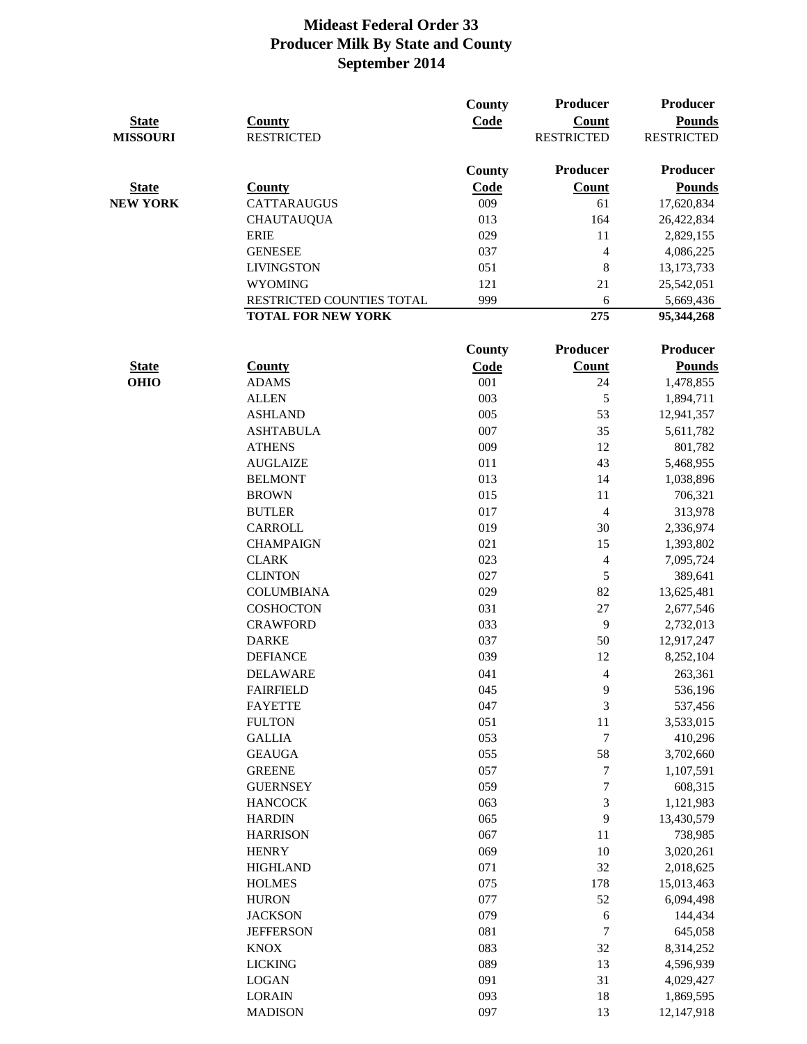# Mideast Federal Order 33
# Producer Milk By State and County
# September 2014

| State | County | County Code | Producer Count | Producer Pounds |
|---|---|---|---|---|
| MISSOURI | RESTRICTED | | RESTRICTED | RESTRICTED |

| State | County | County Code | Producer Count | Producer Pounds |
|---|---|---|---|---|
| NEW YORK | CATTARAUGUS | 009 | 61 | 17,620,834 |
| | CHAUTAUQUA | 013 | 164 | 26,422,834 |
| | ERIE | 029 | 11 | 2,829,155 |
| | GENESEE | 037 | 4 | 4,086,225 |
| | LIVINGSTON | 051 | 8 | 13,173,733 |
| | WYOMING | 121 | 21 | 25,542,051 |
| | RESTRICTED COUNTIES TOTAL | 999 | 6 | 5,669,436 |
| | **TOTAL FOR NEW YORK** | | **275** | **95,344,268** |

| State | County | County Code | Producer Count | Producer Pounds |
|---|---|---|---|---|
| OHIO | ADAMS | 001 | 24 | 1,478,855 |
| | ALLEN | 003 | 5 | 1,894,711 |
| | ASHLAND | 005 | 53 | 12,941,357 |
| | ASHTABULA | 007 | 35 | 5,611,782 |
| | ATHENS | 009 | 12 | 801,782 |
| | AUGLAIZE | 011 | 43 | 5,468,955 |
| | BELMONT | 013 | 14 | 1,038,896 |
| | BROWN | 015 | 11 | 706,321 |
| | BUTLER | 017 | 4 | 313,978 |
| | CARROLL | 019 | 30 | 2,336,974 |
| | CHAMPAIGN | 021 | 15 | 1,393,802 |
| | CLARK | 023 | 4 | 7,095,724 |
| | CLINTON | 027 | 5 | 389,641 |
| | COLUMBIANA | 029 | 82 | 13,625,481 |
| | COSHOCTON | 031 | 27 | 2,677,546 |
| | CRAWFORD | 033 | 9 | 2,732,013 |
| | DARKE | 037 | 50 | 12,917,247 |
| | DEFIANCE | 039 | 12 | 8,252,104 |
| | DELAWARE | 041 | 4 | 263,361 |
| | FAIRFIELD | 045 | 9 | 536,196 |
| | FAYETTE | 047 | 3 | 537,456 |
| | FULTON | 051 | 11 | 3,533,015 |
| | GALLIA | 053 | 7 | 410,296 |
| | GEAUGA | 055 | 58 | 3,702,660 |
| | GREENE | 057 | 7 | 1,107,591 |
| | GUERNSEY | 059 | 7 | 608,315 |
| | HANCOCK | 063 | 3 | 1,121,983 |
| | HARDIN | 065 | 9 | 13,430,579 |
| | HARRISON | 067 | 11 | 738,985 |
| | HENRY | 069 | 10 | 3,020,261 |
| | HIGHLAND | 071 | 32 | 2,018,625 |
| | HOLMES | 075 | 178 | 15,013,463 |
| | HURON | 077 | 52 | 6,094,498 |
| | JACKSON | 079 | 6 | 144,434 |
| | JEFFERSON | 081 | 7 | 645,058 |
| | KNOX | 083 | 32 | 8,314,252 |
| | LICKING | 089 | 13 | 4,596,939 |
| | LOGAN | 091 | 31 | 4,029,427 |
| | LORAIN | 093 | 18 | 1,869,595 |
| | MADISON | 097 | 13 | 12,147,918 |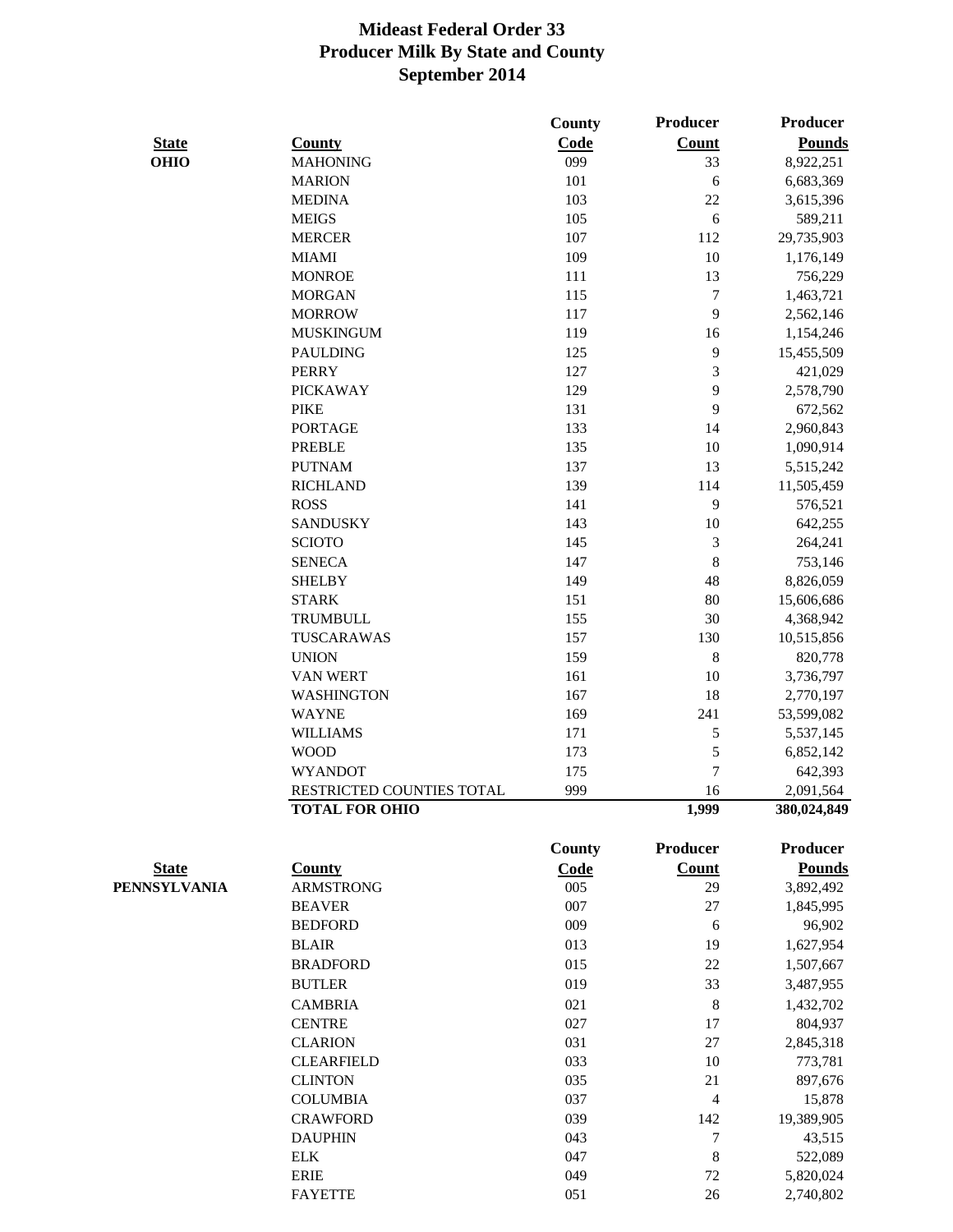# Mideast Federal Order 33
## Producer Milk By State and County
## September 2014

| State | County | County Code | Producer Count | Producer Pounds |
|---|---|---|---|---|
| **OHIO** | MAHONING | 099 | 33 | 8,922,251 |
| | MARION | 101 | 6 | 6,683,369 |
| | MEDINA | 103 | 22 | 3,615,396 |
| | MEIGS | 105 | 6 | 589,211 |
| | MERCER | 107 | 112 | 29,735,903 |
| | MIAMI | 109 | 10 | 1,176,149 |
| | MONROE | 111 | 13 | 756,229 |
| | MORGAN | 115 | 7 | 1,463,721 |
| | MORROW | 117 | 9 | 2,562,146 |
| | MUSKINGUM | 119 | 16 | 1,154,246 |
| | PAULDING | 125 | 9 | 15,455,509 |
| | PERRY | 127 | 3 | 421,029 |
| | PICKAWAY | 129 | 9 | 2,578,790 |
| | PIKE | 131 | 9 | 672,562 |
| | PORTAGE | 133 | 14 | 2,960,843 |
| | PREBLE | 135 | 10 | 1,090,914 |
| | PUTNAM | 137 | 13 | 5,515,242 |
| | RICHLAND | 139 | 114 | 11,505,459 |
| | ROSS | 141 | 9 | 576,521 |
| | SANDUSKY | 143 | 10 | 642,255 |
| | SCIOTO | 145 | 3 | 264,241 |
| | SENECA | 147 | 8 | 753,146 |
| | SHELBY | 149 | 48 | 8,826,059 |
| | STARK | 151 | 80 | 15,606,686 |
| | TRUMBULL | 155 | 30 | 4,368,942 |
| | TUSCARAWAS | 157 | 130 | 10,515,856 |
| | UNION | 159 | 8 | 820,778 |
| | VAN WERT | 161 | 10 | 3,736,797 |
| | WASHINGTON | 167 | 18 | 2,770,197 |
| | WAYNE | 169 | 241 | 53,599,082 |
| | WILLIAMS | 171 | 5 | 5,537,145 |
| | WOOD | 173 | 5 | 6,852,142 |
| | WYANDOT | 175 | 7 | 642,393 |
| | RESTRICTED COUNTIES TOTAL | 999 | 16 | 2,091,564 |
| | **TOTAL FOR OHIO** | | **1,999** | **380,024,849** |

| State | County | County Code | Producer Count | Producer Pounds |
|---|---|---|---|---|
| **PENNSYLVANIA** | ARMSTRONG | 005 | 29 | 3,892,492 |
| | BEAVER | 007 | 27 | 1,845,995 |
| | BEDFORD | 009 | 6 | 96,902 |
| | BLAIR | 013 | 19 | 1,627,954 |
| | BRADFORD | 015 | 22 | 1,507,667 |
| | BUTLER | 019 | 33 | 3,487,955 |
| | CAMBRIA | 021 | 8 | 1,432,702 |
| | CENTRE | 027 | 17 | 804,937 |
| | CLARION | 031 | 27 | 2,845,318 |
| | CLEARFIELD | 033 | 10 | 773,781 |
| | CLINTON | 035 | 21 | 897,676 |
| | COLUMBIA | 037 | 4 | 15,878 |
| | CRAWFORD | 039 | 142 | 19,389,905 |
| | DAUPHIN | 043 | 7 | 43,515 |
| | ELK | 047 | 8 | 522,089 |
| | ERIE | 049 | 72 | 5,820,024 |
| | FAYETTE | 051 | 26 | 2,740,802 |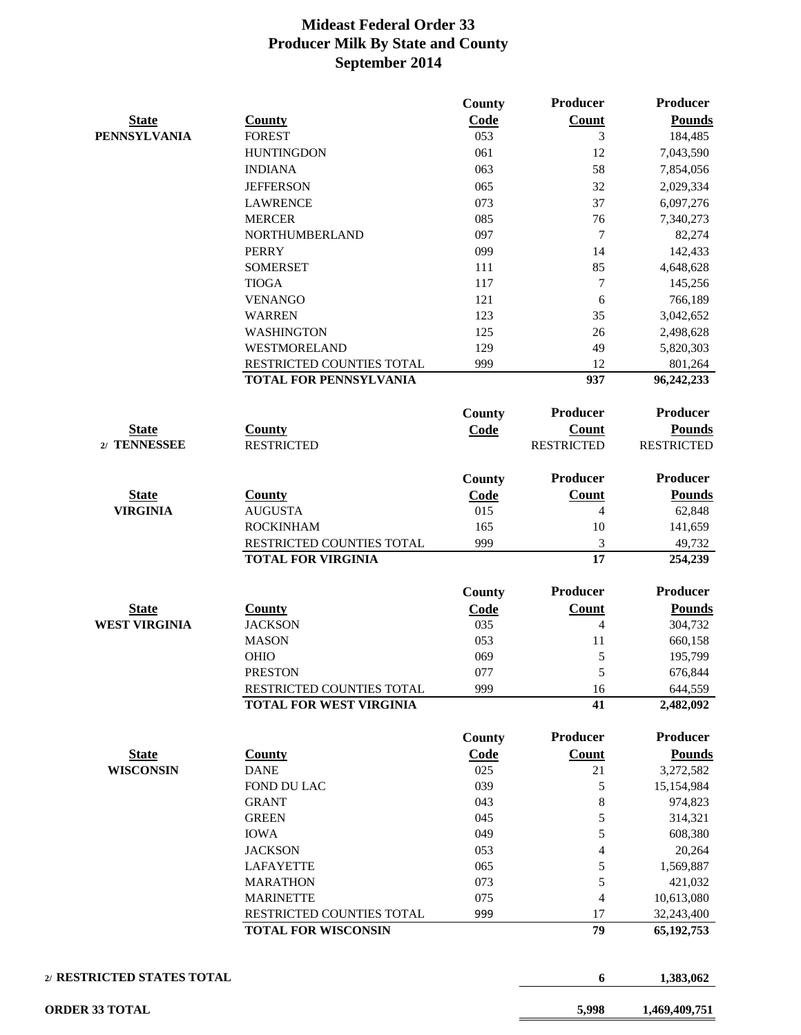# Mideast Federal Order 33
# Producer Milk By State and County
# September 2014

| State | County | County Code | Producer Count | Producer Pounds |
|---|---|---|---|---|
| PENNSYLVANIA | FOREST | 053 | 3 | 184,485 |
| | HUNTINGDON | 061 | 12 | 7,043,590 |
| | INDIANA | 063 | 58 | 7,854,056 |
| | JEFFERSON | 065 | 32 | 2,029,334 |
| | LAWRENCE | 073 | 37 | 6,097,276 |
| | MERCER | 085 | 76 | 7,340,273 |
| | NORTHUMBERLAND | 097 | 7 | 82,274 |
| | PERRY | 099 | 14 | 142,433 |
| | SOMERSET | 111 | 85 | 4,648,628 |
| | TIOGA | 117 | 7 | 145,256 |
| | VENANGO | 121 | 6 | 766,189 |
| | WARREN | 123 | 35 | 3,042,652 |
| | WASHINGTON | 125 | 26 | 2,498,628 |
| | WESTMORELAND | 129 | 49 | 5,820,303 |
| | RESTRICTED COUNTIES TOTAL | 999 | 12 | 801,264 |
| | **TOTAL FOR PENNSYLVANIA** | | **937** | **96,242,233** |

| State | County | County Code | Producer Count | Producer Pounds |
|---|---|---|---|---|
| 2/ TENNESSEE | RESTRICTED | | RESTRICTED | RESTRICTED |

| State | County | County Code | Producer Count | Producer Pounds |
|---|---|---|---|---|
| VIRGINIA | AUGUSTA | 015 | 4 | 62,848 |
| | ROCKINHAM | 165 | 10 | 141,659 |
| | RESTRICTED COUNTIES TOTAL | 999 | 3 | 49,732 |
| | **TOTAL FOR VIRGINIA** | | **17** | **254,239** |

| State | County | County Code | Producer Count | Producer Pounds |
|---|---|---|---|---|
| WEST VIRGINIA | JACKSON | 035 | 4 | 304,732 |
| | MASON | 053 | 11 | 660,158 |
| | OHIO | 069 | 5 | 195,799 |
| | PRESTON | 077 | 5 | 676,844 |
| | RESTRICTED COUNTIES TOTAL | 999 | 16 | 644,559 |
| | **TOTAL FOR WEST VIRGINIA** | | **41** | **2,482,092** |

| State | County | County Code | Producer Count | Producer Pounds |
|---|---|---|---|---|
| WISCONSIN | DANE | 025 | 21 | 3,272,582 |
| | FOND DU LAC | 039 | 5 | 15,154,984 |
| | GRANT | 043 | 8 | 974,823 |
| | GREEN | 045 | 5 | 314,321 |
| | IOWA | 049 | 5 | 608,380 |
| | JACKSON | 053 | 4 | 20,264 |
| | LAFAYETTE | 065 | 5 | 1,569,887 |
| | MARATHON | 073 | 5 | 421,032 |
| | MARINETTE | 075 | 4 | 10,613,080 |
| | RESTRICTED COUNTIES TOTAL | 999 | 17 | 32,243,400 |
| | **TOTAL FOR WISCONSIN** | | **79** | **65,192,753** |

| | | | Producer Count | Producer Pounds |
|---|---|---|---|---|
| **2/ RESTRICTED STATES TOTAL** | | | **6** | **1,383,062** |
| **ORDER 33 TOTAL** | | | **5,998** | **1,469,409,751** |